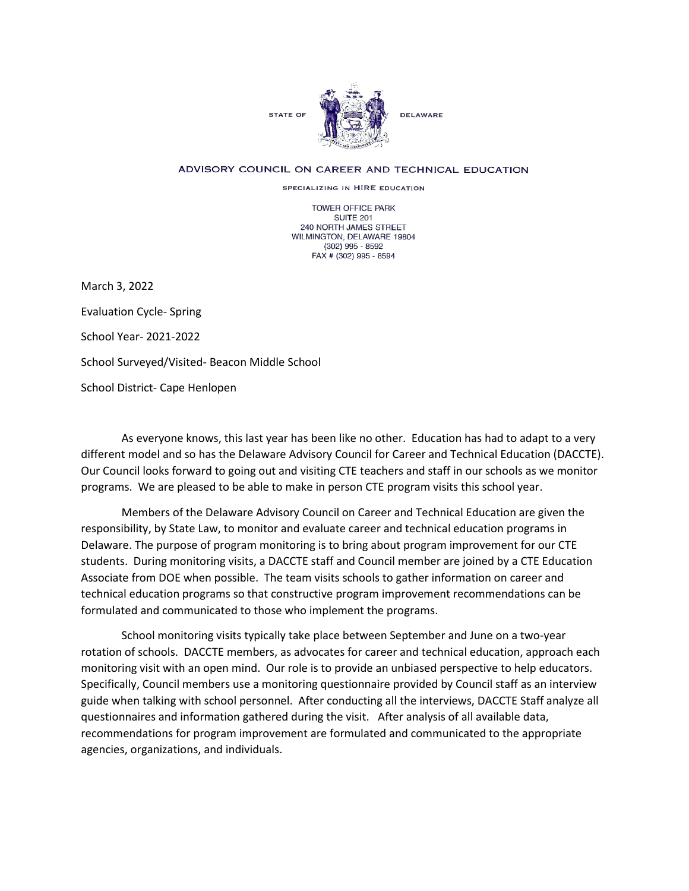STATE OF DELAWARE

ADVISORY COUNCIL ON CAREER AND TECHNICAL EDUCATION

SPECIALIZING IN HIRE EDUCATION

TOWER OFFICE PARK  
SUITE 201  
240 NORTH JAMES STREET  
WILMINGTON, DELAWARE 19804  
(302) 995 - 8592  
FAX # (302) 995 - 8594

March 3, 2022

Evaluation Cycle- Spring

School Year- 2021-2022

School Surveyed/Visited- Beacon Middle School

School District- Cape Henlopen

As everyone knows, this last year has been like no other. Education has had to adapt to a very different model and so has the Delaware Advisory Council for Career and Technical Education (DACCTE). Our Council looks forward to going out and visiting CTE teachers and staff in our schools as we monitor programs. We are pleased to be able to make in person CTE program visits this school year.

Members of the Delaware Advisory Council on Career and Technical Education are given the responsibility, by State Law, to monitor and evaluate career and technical education programs in Delaware. The purpose of program monitoring is to bring about program improvement for our CTE students. During monitoring visits, a DACCTE staff and Council member are joined by a CTE Education Associate from DOE when possible. The team visits schools to gather information on career and technical education programs so that constructive program improvement recommendations can be formulated and communicated to those who implement the programs.

School monitoring visits typically take place between September and June on a two-year rotation of schools. DACCTE members, as advocates for career and technical education, approach each monitoring visit with an open mind. Our role is to provide an unbiased perspective to help educators. Specifically, Council members use a monitoring questionnaire provided by Council staff as an interview guide when talking with school personnel. After conducting all the interviews, DACCTE Staff analyze all questionnaires and information gathered during the visit. After analysis of all available data, recommendations for program improvement are formulated and communicated to the appropriate agencies, organizations, and individuals.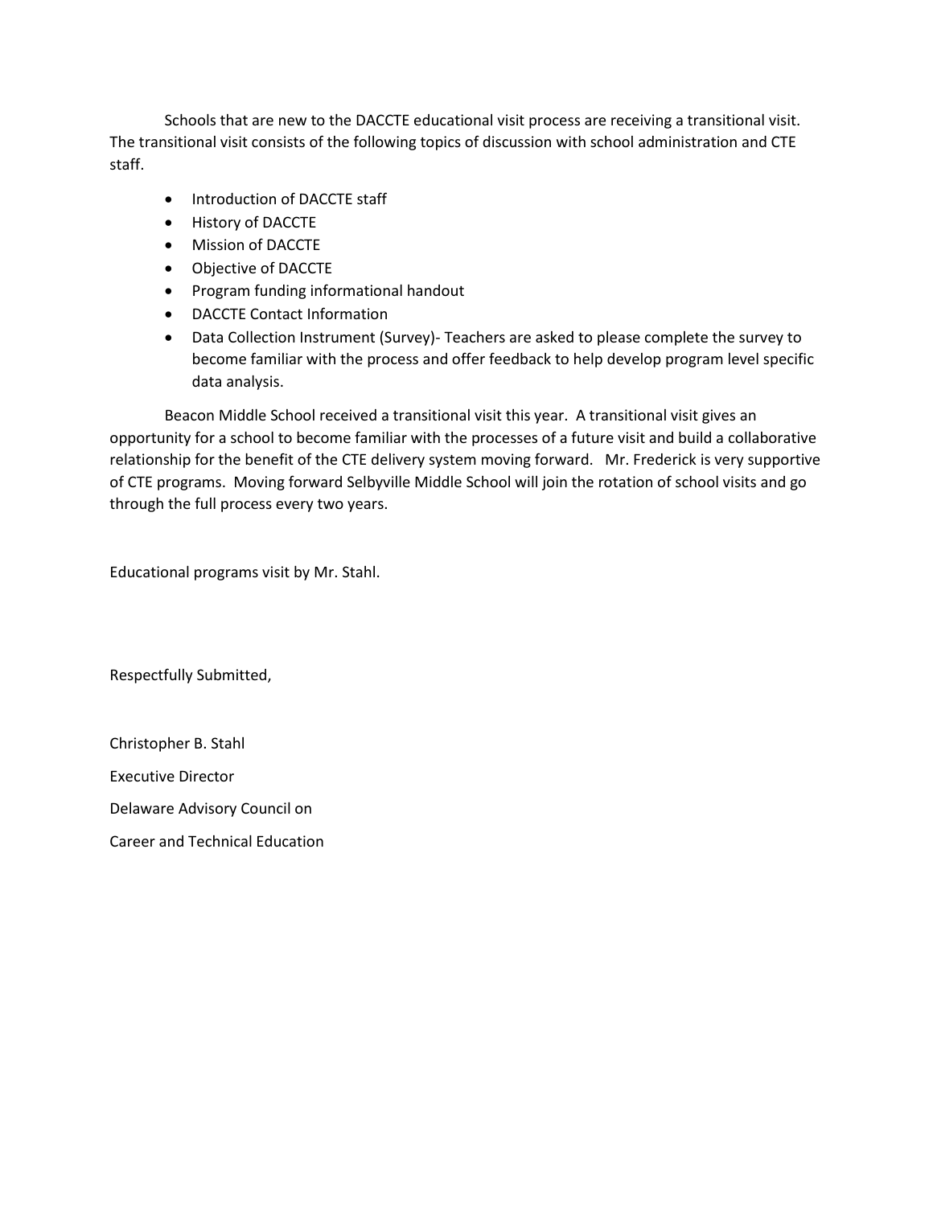Schools that are new to the DACCTE educational visit process are receiving a transitional visit. The transitional visit consists of the following topics of discussion with school administration and CTE staff.

- Introduction of DACCTE staff
- History of DACCTE
- Mission of DACCTE
- Objective of DACCTE
- Program funding informational handout
- DACCTE Contact Information
- Data Collection Instrument (Survey)- Teachers are asked to please complete the survey to become familiar with the process and offer feedback to help develop program level specific data analysis.

Beacon Middle School received a transitional visit this year. A transitional visit gives an opportunity for a school to become familiar with the processes of a future visit and build a collaborative relationship for the benefit of the CTE delivery system moving forward. Mr. Frederick is very supportive of CTE programs. Moving forward Selbyville Middle School will join the rotation of school visits and go through the full process every two years.

Educational programs visit by Mr. Stahl.

Respectfully Submitted,

Christopher B. Stahl

Executive Director

Delaware Advisory Council on

Career and Technical Education